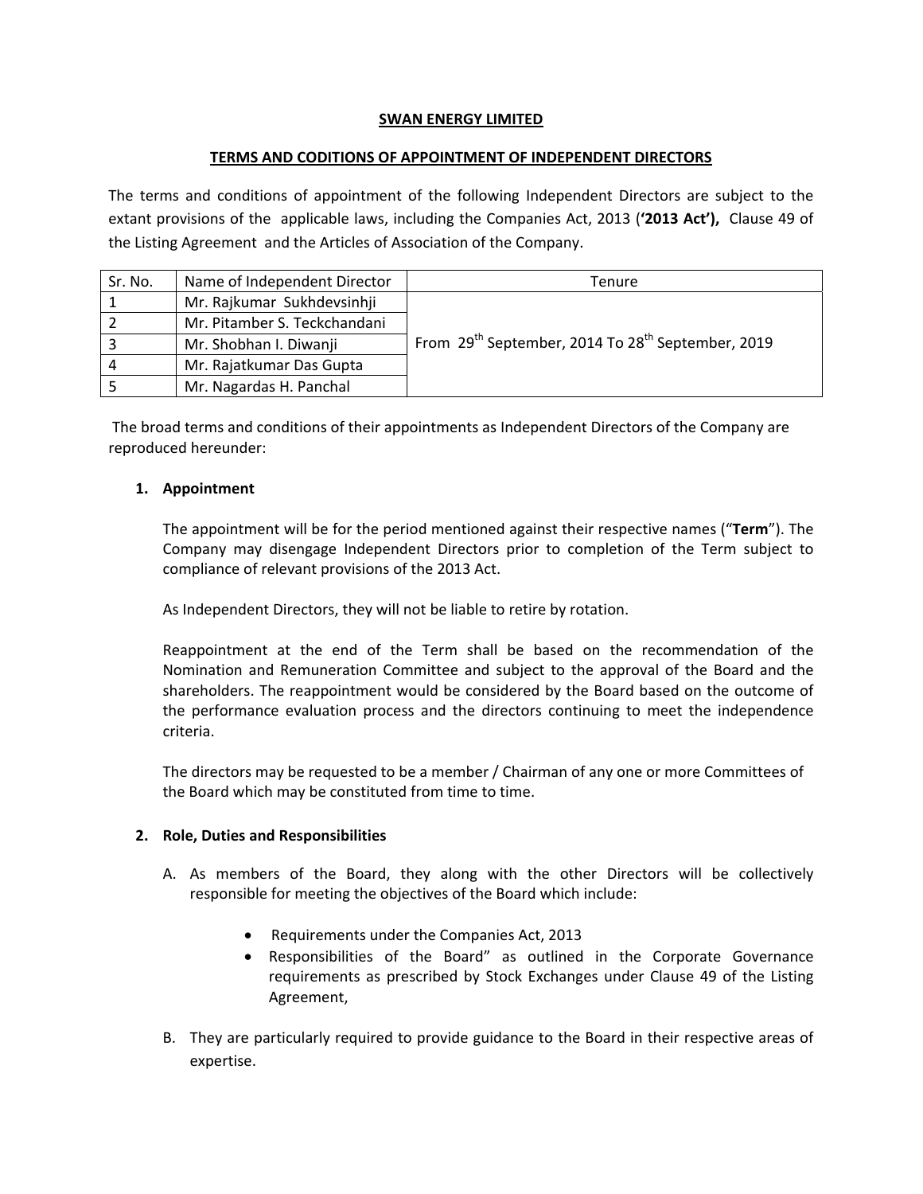# SWAN ENERGY LIMITED

## TERMS AND CODITIONS OF APPOINTMENT OF INDEPENDENT DIRECTORS

The terms and conditions of appointment of the following Independent Directors are subject to the extant provisions of the applicable laws, including the Companies Act, 2013 (**'2013 Act'),** Clause 49 of the Listing Agreement and the Articles of Association of the Company.

| Sr. No. | Name of Independent Director | Tenure |
|---|---|---|
| 1 | Mr. Rajkumar Sukhdevsinhji | From 29th September, 2014 To 28th September, 2019 |
| 2 | Mr. Pitamber S. Teckchandani | |
| 3 | Mr. Shobhan I. Diwanji | |
| 4 | Mr. Rajatkumar Das Gupta | |
| 5 | Mr. Nagardas H. Panchal | |

The broad terms and conditions of their appointments as Independent Directors of the Company are reproduced hereunder:

1. **Appointment**

   The appointment will be for the period mentioned against their respective names ("**Term**"). The Company may disengage Independent Directors prior to completion of the Term subject to compliance of relevant provisions of the 2013 Act.

   As Independent Directors, they will not be liable to retire by rotation.

   Reappointment at the end of the Term shall be based on the recommendation of the Nomination and Remuneration Committee and subject to the approval of the Board and the shareholders. The reappointment would be considered by the Board based on the outcome of the performance evaluation process and the directors continuing to meet the independence criteria.

   The directors may be requested to be a member / Chairman of any one or more Committees of the Board which may be constituted from time to time.

2. **Role, Duties and Responsibilities**

   A. As members of the Board, they along with the other Directors will be collectively responsible for meeting the objectives of the Board which include:

      - Requirements under the Companies Act, 2013
      - Responsibilities of the Board" as outlined in the Corporate Governance requirements as prescribed by Stock Exchanges under Clause 49 of the Listing Agreement,

   B. They are particularly required to provide guidance to the Board in their respective areas of expertise.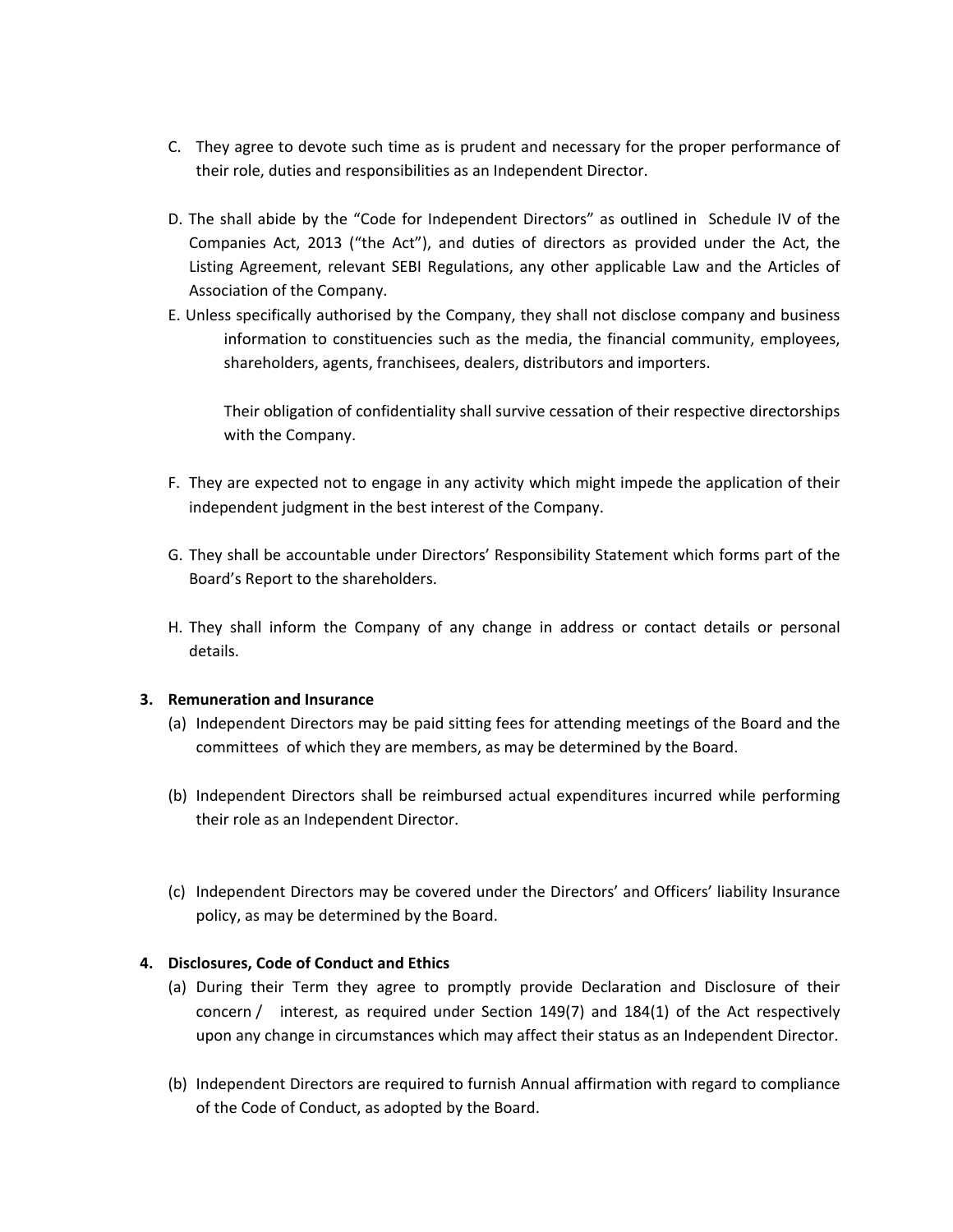C. They agree to devote such time as is prudent and necessary for the proper performance of their role, duties and responsibilities as an Independent Director.

D. The shall abide by the "Code for Independent Directors" as outlined in Schedule IV of the Companies Act, 2013 ("the Act"), and duties of directors as provided under the Act, the Listing Agreement, relevant SEBI Regulations, any other applicable Law and the Articles of Association of the Company.

E. Unless specifically authorised by the Company, they shall not disclose company and business information to constituencies such as the media, the financial community, employees, shareholders, agents, franchisees, dealers, distributors and importers.

   Their obligation of confidentiality shall survive cessation of their respective directorships with the Company.

F. They are expected not to engage in any activity which might impede the application of their independent judgment in the best interest of the Company.

G. They shall be accountable under Directors' Responsibility Statement which forms part of the Board's Report to the shareholders.

H. They shall inform the Company of any change in address or contact details or personal details.

**3. Remuneration and Insurance**

(a) Independent Directors may be paid sitting fees for attending meetings of the Board and the committees of which they are members, as may be determined by the Board.

(b) Independent Directors shall be reimbursed actual expenditures incurred while performing their role as an Independent Director.

(c) Independent Directors may be covered under the Directors' and Officers' liability Insurance policy, as may be determined by the Board.

**4. Disclosures, Code of Conduct and Ethics**

(a) During their Term they agree to promptly provide Declaration and Disclosure of their concern / interest, as required under Section 149(7) and 184(1) of the Act respectively upon any change in circumstances which may affect their status as an Independent Director.

(b) Independent Directors are required to furnish Annual affirmation with regard to compliance of the Code of Conduct, as adopted by the Board.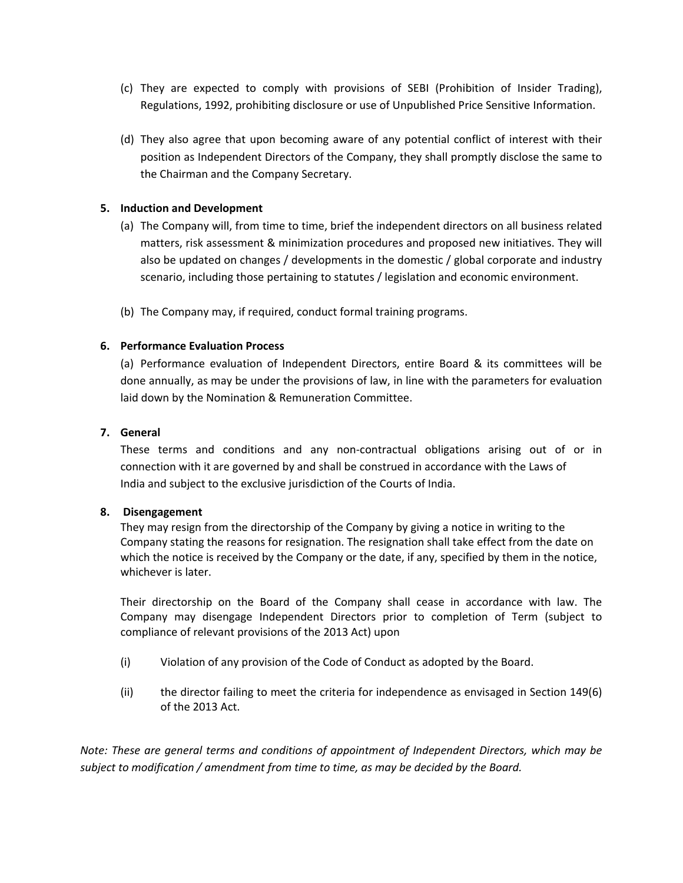(c) They are expected to comply with provisions of SEBI (Prohibition of Insider Trading), Regulations, 1992, prohibiting disclosure or use of Unpublished Price Sensitive Information.

(d) They also agree that upon becoming aware of any potential conflict of interest with their position as Independent Directors of the Company, they shall promptly disclose the same to the Chairman and the Company Secretary.

**5. Induction and Development**

(a) The Company will, from time to time, brief the independent directors on all business related matters, risk assessment & minimization procedures and proposed new initiatives. They will also be updated on changes / developments in the domestic / global corporate and industry scenario, including those pertaining to statutes / legislation and economic environment.

(b) The Company may, if required, conduct formal training programs.

**6. Performance Evaluation Process**

(a) Performance evaluation of Independent Directors, entire Board & its committees will be done annually, as may be under the provisions of law, in line with the parameters for evaluation laid down by the Nomination & Remuneration Committee.

**7. General**

These terms and conditions and any non-contractual obligations arising out of or in connection with it are governed by and shall be construed in accordance with the Laws of India and subject to the exclusive jurisdiction of the Courts of India.

**8. Disengagement**

They may resign from the directorship of the Company by giving a notice in writing to the Company stating the reasons for resignation. The resignation shall take effect from the date on which the notice is received by the Company or the date, if any, specified by them in the notice, whichever is later.

Their directorship on the Board of the Company shall cease in accordance with law. The Company may disengage Independent Directors prior to completion of Term (subject to compliance of relevant provisions of the 2013 Act) upon

(i) Violation of any provision of the Code of Conduct as adopted by the Board.

(ii) the director failing to meet the criteria for independence as envisaged in Section 149(6) of the 2013 Act.

*Note: These are general terms and conditions of appointment of Independent Directors, which may be subject to modification / amendment from time to time, as may be decided by the Board.*